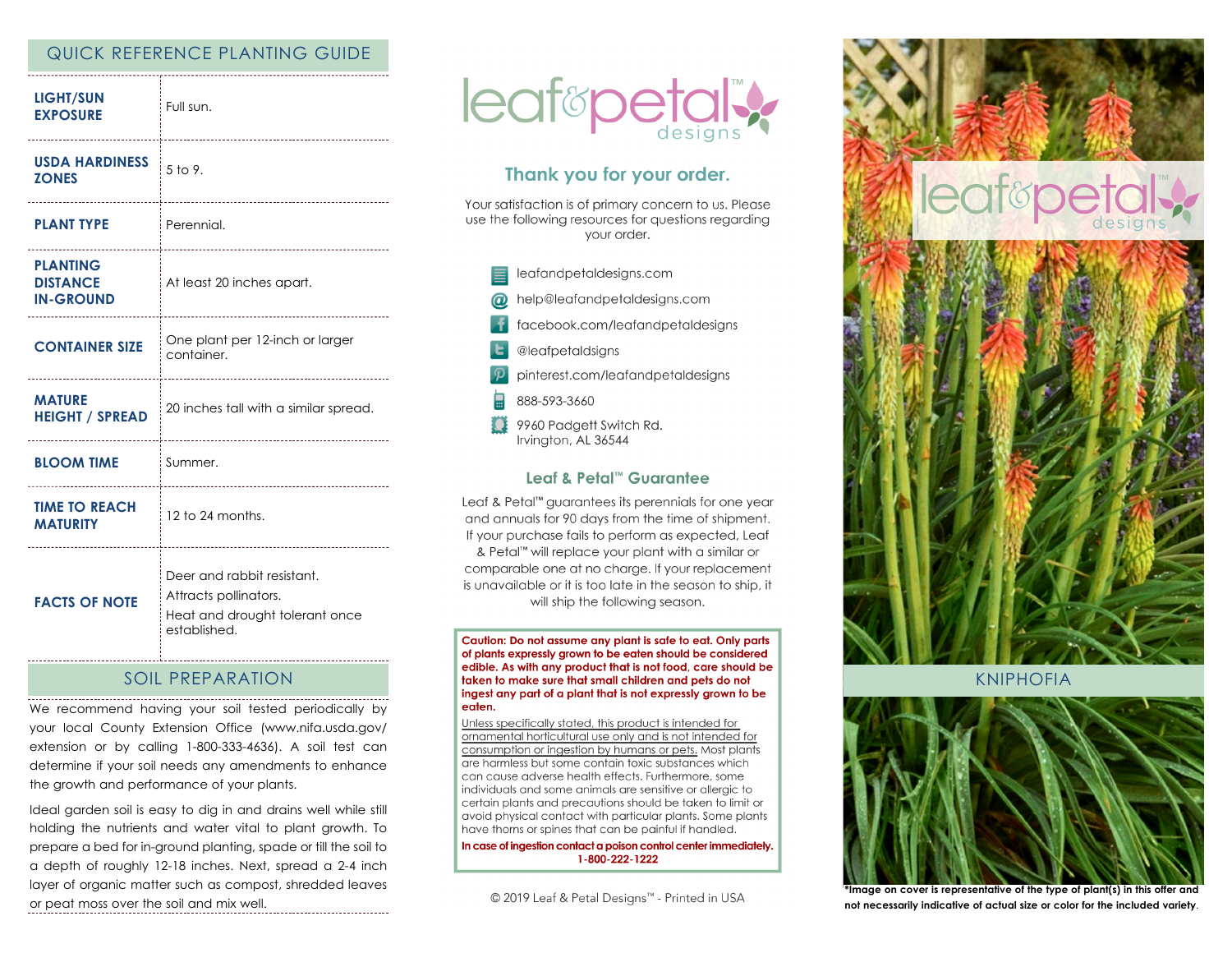## QUICK REFERENCE PLANTING GUIDE

| | |
|---|---|
| **LIGHT/SUN EXPOSURE** | Full sun. |
| **USDA HARDINESS ZONES** | 5 to 9. |
| **PLANT TYPE** | Perennial. |
| **PLANTING DISTANCE IN-GROUND** | At least 20 inches apart. |
| **CONTAINER SIZE** | One plant per 12-inch or larger container. |
| **MATURE HEIGHT / SPREAD** | 20 inches tall with a similar spread. |
| **BLOOM TIME** | Summer. |
| **TIME TO REACH MATURITY** | 12 to 24 months. |
| **FACTS OF NOTE** | Deer and rabbit resistant. Attracts pollinators. Heat and drought tolerant once established. |

## SOIL PREPARATION

We recommend having your soil tested periodically by your local County Extension Office (www.nifa.usda.gov/extension or by calling 1-800-333-4636). A soil test can determine if your soil needs any amendments to enhance the growth and performance of your plants.

Ideal garden soil is easy to dig in and drains well while still holding the nutrients and water vital to plant growth. To prepare a bed for in-ground planting, spade or till the soil to a depth of roughly 12-18 inches. Next, spread a 2-4 inch layer of organic matter such as compost, shredded leaves or peat moss over the soil and mix well.

leaf&petal™ designs

## Thank you for your order.

Your satisfaction is of primary concern to us. Please use the following resources for questions regarding your order.

- leafandpetaldesigns.com
- help@leafandpetaldesigns.com
- facebook.com/leafandpetaldesigns
- @leafpetaldsigns
- pinterest.com/leafandpetaldesigns
- 888-593-3660
- 9960 Padgett Switch Rd.
  Irvington, AL 36544

### Leaf & Petal™ Guarantee

Leaf & Petal™ guarantees its perennials for one year and annuals for 90 days from the time of shipment. If your purchase fails to perform as expected, Leaf & Petal™ will replace your plant with a similar or comparable one at no charge. If your replacement is unavailable or it is too late in the season to ship, it will ship the following season.

**Caution: Do not assume any plant is safe to eat. Only parts of plants expressly grown to be eaten should be considered edible. As with any product that is not food, care should be taken to make sure that small children and pets do not ingest any part of a plant that is not expressly grown to be eaten.**

Unless specifically stated, this product is intended for ornamental horticultural use only and is not intended for consumption or ingestion by humans or pets. Most plants are harmless but some contain toxic substances which can cause adverse health effects. Furthermore, some individuals and some animals are sensitive or allergic to certain plants and precautions should be taken to limit or avoid physical contact with particular plants. Some plants have thorns or spines that can be painful if handled.

**In case of ingestion contact a poison control center immediately. 1-800-222-1222**

© 2019 Leaf & Petal Designs™ - Printed in USA

leaf&petal™ designs

## KNIPHOFIA

*Image on cover is representative of the type of plant(s) in this offer and not necessarily indicative of actual size or color for the included variety.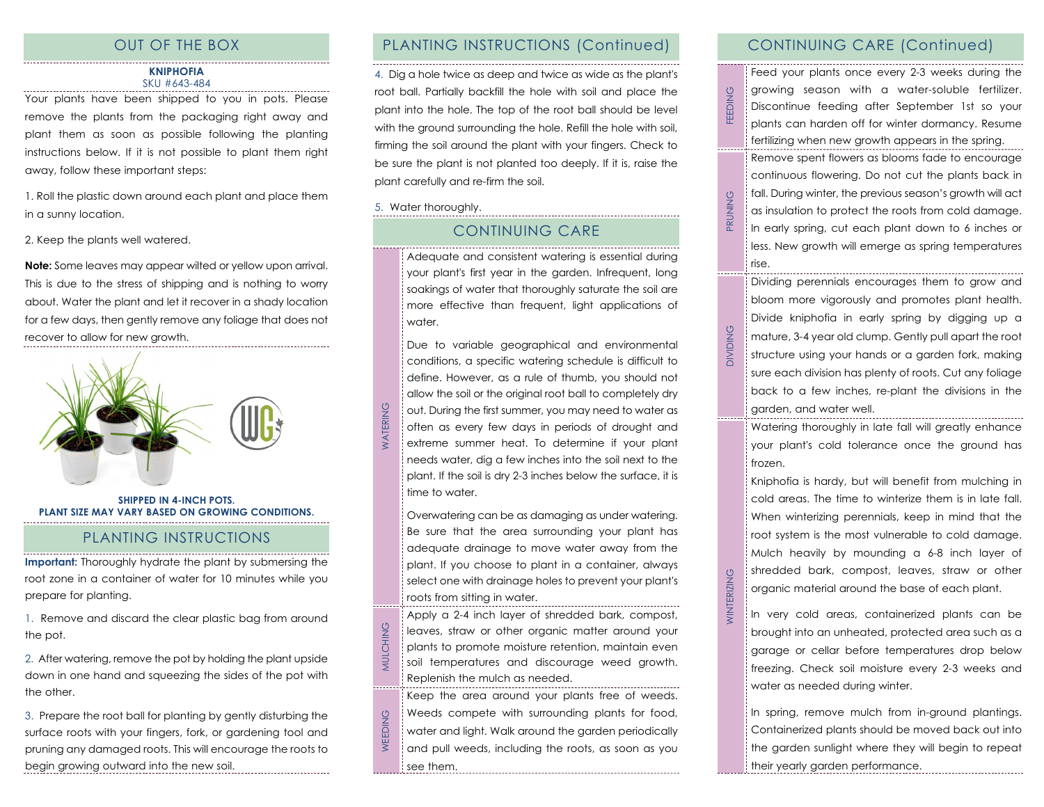## OUT OF THE BOX

**KNIPHOFIA**
SKU #643-484

Your plants have been shipped to you in pots. Please remove the plants from the packaging right away and plant them as soon as possible following the planting instructions below. If it is not possible to plant them right away, follow these important steps:

1. Roll the plastic down around each plant and place them in a sunny location.

2. Keep the plants well watered.

**Note:** Some leaves may appear wilted or yellow upon arrival. This is due to the stress of shipping and is nothing to worry about. Water the plant and let it recover in a shady location for a few days, then gently remove any foliage that does not recover to allow for new growth.

**SHIPPED IN 4-INCH POTS.**
**PLANT SIZE MAY VARY BASED ON GROWING CONDITIONS.**

## PLANTING INSTRUCTIONS

**Important:** Thoroughly hydrate the plant by submersing the root zone in a container of water for 10 minutes while you prepare for planting.

1. Remove and discard the clear plastic bag from around the pot.

2. After watering, remove the pot by holding the plant upside down in one hand and squeezing the sides of the pot with the other.

3. Prepare the root ball for planting by gently disturbing the surface roots with your fingers, fork, or gardening tool and pruning any damaged roots. This will encourage the roots to begin growing outward into the new soil.

## PLANTING INSTRUCTIONS (Continued)

4. Dig a hole twice as deep and twice as wide as the plant's root ball. Partially backfill the hole with soil and place the plant into the hole. The top of the root ball should be level with the ground surrounding the hole. Refill the hole with soil, firming the soil around the plant with your fingers. Check to be sure the plant is not planted too deeply. If it is, raise the plant carefully and re-firm the soil.

5. Water thoroughly.

## CONTINUING CARE

### WATERING

Adequate and consistent watering is essential during your plant's first year in the garden. Infrequent, long soakings of water that thoroughly saturate the soil are more effective than frequent, light applications of water.

Due to variable geographical and environmental conditions, a specific watering schedule is difficult to define. However, as a rule of thumb, you should not allow the soil or the original root ball to completely dry out. During the first summer, you may need to water as often as every few days in periods of drought and extreme summer heat. To determine if your plant needs water, dig a few inches into the soil next to the plant. If the soil is dry 2-3 inches below the surface, it is time to water.

Overwatering can be as damaging as under watering. Be sure that the area surrounding your plant has adequate drainage to move water away from the plant. If you choose to plant in a container, always select one with drainage holes to prevent your plant's roots from sitting in water.

### MULCHING

Apply a 2-4 inch layer of shredded bark, compost, leaves, straw or other organic matter around your plants to promote moisture retention, maintain even soil temperatures and discourage weed growth. Replenish the mulch as needed.

### WEEDING

Keep the area around your plants free of weeds. Weeds compete with surrounding plants for food, water and light. Walk around the garden periodically and pull weeds, including the roots, as soon as you see them.

## CONTINUING CARE (Continued)

### FEEDING

Feed your plants once every 2-3 weeks during the growing season with a water-soluble fertilizer. Discontinue feeding after September 1st so your plants can harden off for winter dormancy. Resume fertilizing when new growth appears in the spring.

### PRUNING

Remove spent flowers as blooms fade to encourage continuous flowering. Do not cut the plants back in fall. During winter, the previous season's growth will act as insulation to protect the roots from cold damage. In early spring, cut each plant down to 6 inches or less. New growth will emerge as spring temperatures rise.

### DIVIDING

Dividing perennials encourages them to grow and bloom more vigorously and promotes plant health. Divide kniphofia in early spring by digging up a mature, 3-4 year old clump. Gently pull apart the root structure using your hands or a garden fork, making sure each division has plenty of roots. Cut any foliage back to a few inches, re-plant the divisions in the garden, and water well.

### WINTERIZING

Watering thoroughly in late fall will greatly enhance your plant's cold tolerance once the ground has frozen.

Kniphofia is hardy, but will benefit from mulching in cold areas. The time to winterize them is in late fall. When winterizing perennials, keep in mind that the root system is the most vulnerable to cold damage. Mulch heavily by mounding a 6-8 inch layer of shredded bark, compost, leaves, straw or other organic material around the base of each plant.

In very cold areas, containerized plants can be brought into an unheated, protected area such as a garage or cellar before temperatures drop below freezing. Check soil moisture every 2-3 weeks and water as needed during winter.

In spring, remove mulch from in-ground plantings. Containerized plants should be moved back out into the garden sunlight where they will begin to repeat their yearly garden performance.